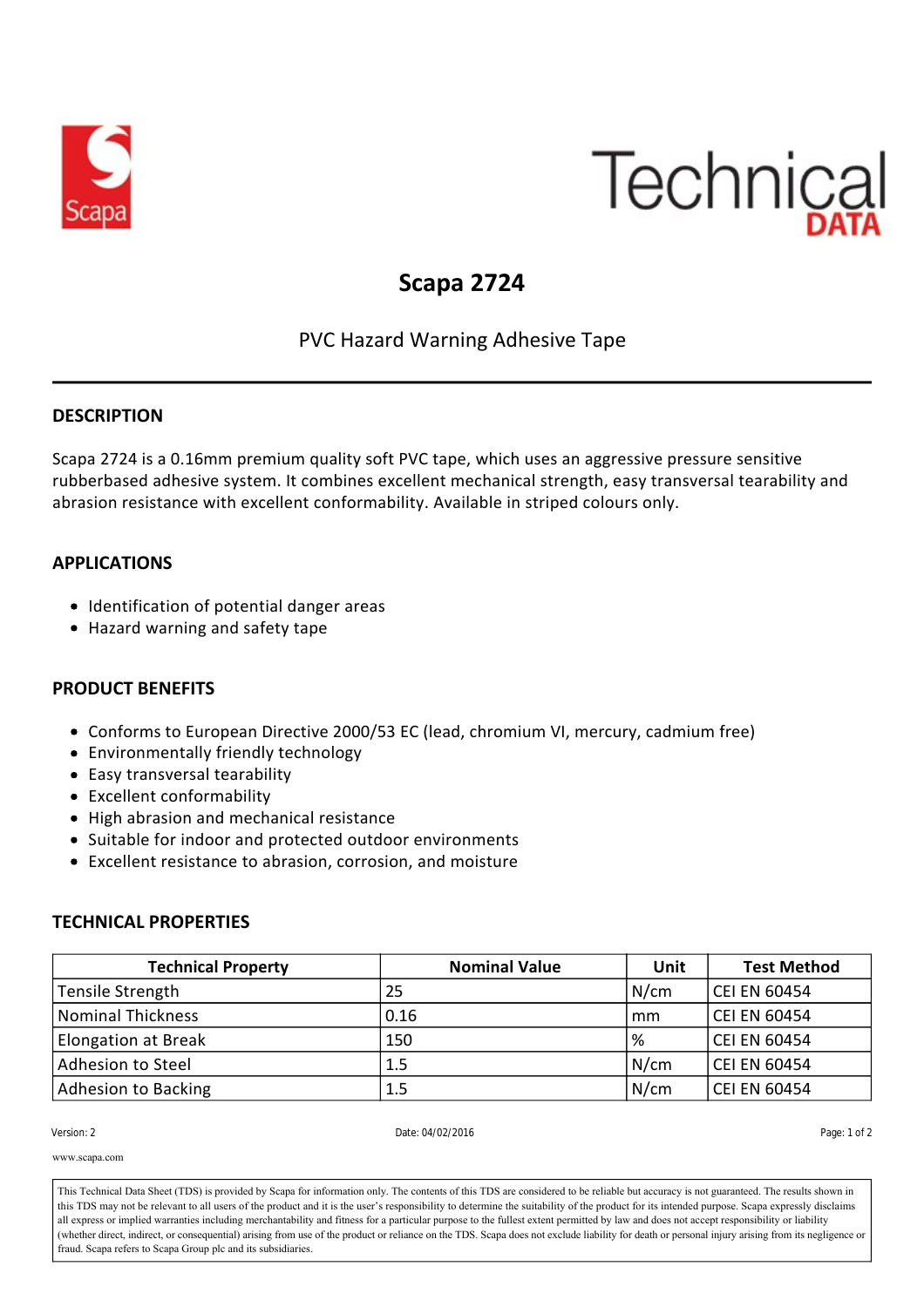# Scapa 2724

PVC Hazard Warning Adhesive Tape

## DESCRIPTION

Scapa 2724 is a 0.16mm premium quality soft PVC tape, which uses an aggressive pressure sensitive rubberbased adhesive system. It combines excellent mechanical strength, easy transversal tearability and abrasion resistance with excellent conformability. Available in striped colours only.

## APPLICATIONS

- Identification of potential danger areas
- Hazard warning and safety tape

## PRODUCT BENEFITS

- Conforms to European Directive 2000/53 EC (lead, chromium VI, mercury, cadmium free)
- Environmentally friendly technology
- Easy transversal tearability
- Excellent conformability
- High abrasion and mechanical resistance
- Suitable for indoor and protected outdoor environments
- Excellent resistance to abrasion, corrosion, and moisture

## TECHNICAL PROPERTIES

| Technical Property | Nominal Value | Unit | Test Method |
|---|---|---|---|
| Tensile Strength | 25 | N/cm | CEI EN 60454 |
| Nominal Thickness | 0.16 | mm | CEI EN 60454 |
| Elongation at Break | 150 | % | CEI EN 60454 |
| Adhesion to Steel | 1.5 | N/cm | CEI EN 60454 |
| Adhesion to Backing | 1.5 | N/cm | CEI EN 60454 |

Version: 2 Date: 04/02/2016

www.scapa.com

This Technical Data Sheet (TDS) is provided by Scapa for information only. The contents of this TDS are considered to be reliable but accuracy is not guaranteed. The results shown in this TDS may not be relevant to all users of the product and it is the user's responsibility to determine the suitability of the product for its intended purpose. Scapa expressly disclaims all express or implied warranties including merchantability and fitness for a particular purpose to the fullest extent permitted by law and does not accept responsibility or liability (whether direct, indirect, or consequential) arising from use of the product or reliance on the TDS. Scapa does not exclude liability for death or personal injury arising from its negligence or fraud. Scapa refers to Scapa Group plc and its subsidiaries.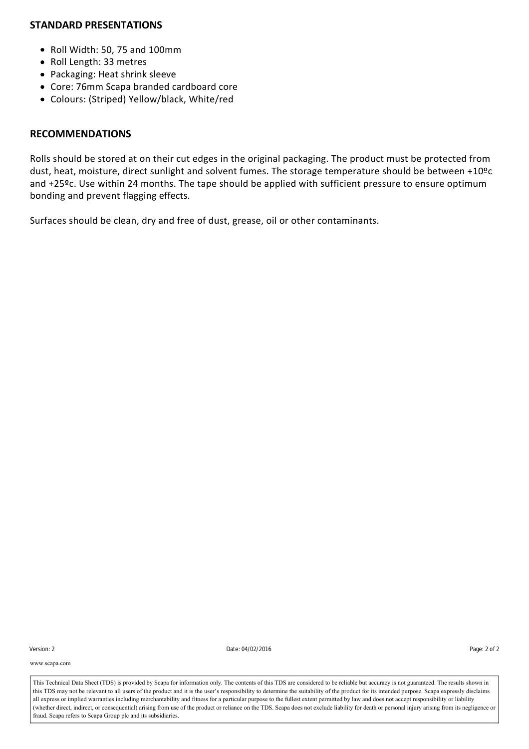## STANDARD PRESENTATIONS

- Roll Width: 50, 75 and 100mm
- Roll Length: 33 metres
- Packaging: Heat shrink sleeve
- Core: 76mm Scapa branded cardboard core
- Colours: (Striped) Yellow/black, White/red

## RECOMMENDATIONS

Rolls should be stored at on their cut edges in the original packaging. The product must be protected from dust, heat, moisture, direct sunlight and solvent fumes. The storage temperature should be between +10ºc and +25ºc. Use within 24 months. The tape should be applied with sufficient pressure to ensure optimum bonding and prevent flagging effects.

Surfaces should be clean, dry and free of dust, grease, oil or other contaminants.

Version: 2 Date: 04/02/2016

www.scapa.com

This Technical Data Sheet (TDS) is provided by Scapa for information only. The contents of this TDS are considered to be reliable but accuracy is not guaranteed. The results shown in this TDS may not be relevant to all users of the product and it is the user's responsibility to determine the suitability of the product for its intended purpose. Scapa expressly disclaims all express or implied warranties including merchantability and fitness for a particular purpose to the fullest extent permitted by law and does not accept responsibility or liability (whether direct, indirect, or consequential) arising from use of the product or reliance on the TDS. Scapa does not exclude liability for death or personal injury arising from its negligence or fraud. Scapa refers to Scapa Group plc and its subsidiaries.